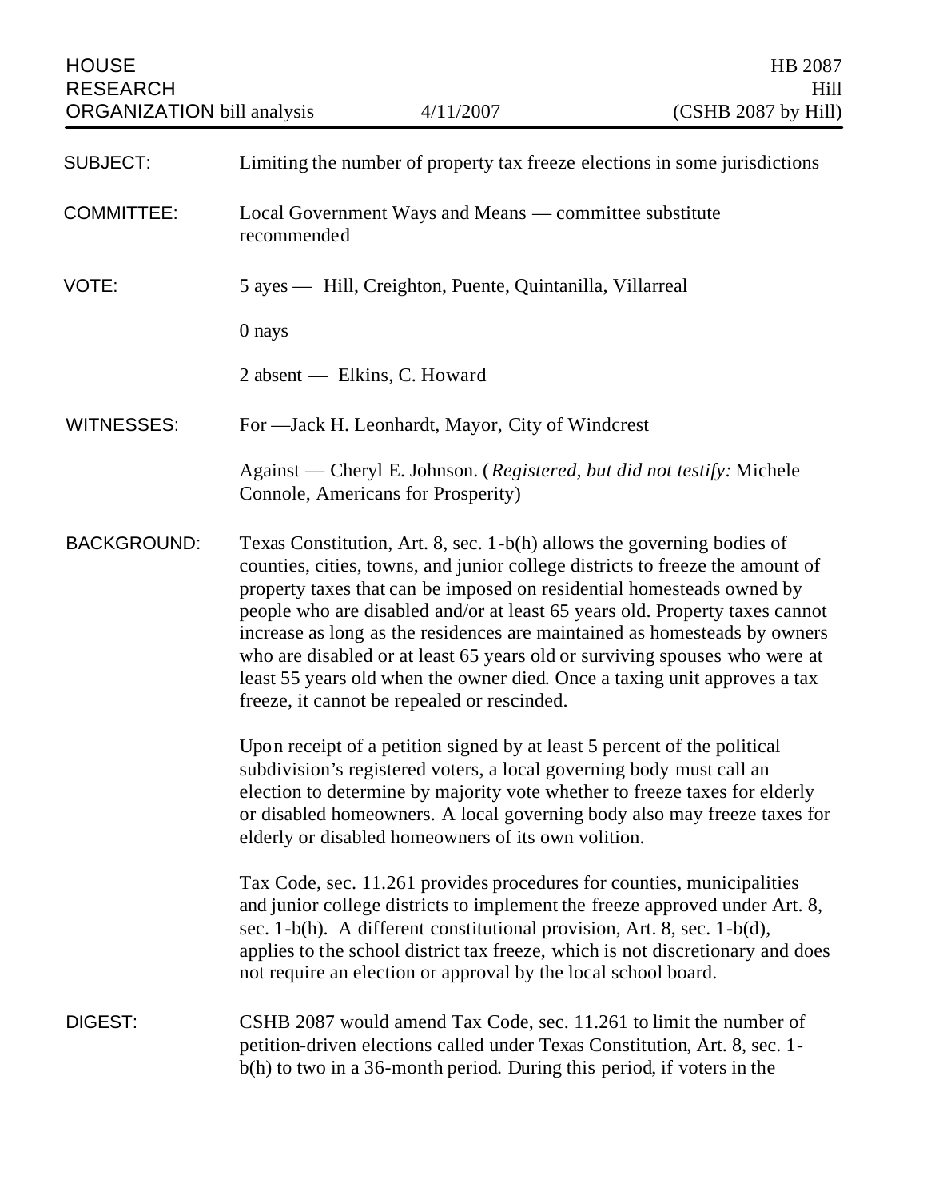HOUSE RESEARCH ORGANIZATION bill analysis | 4/11/2007 | HB 2087 Hill (CSHB 2087 by Hill)

**SUBJECT:** Limiting the number of property tax freeze elections in some jurisdictions

**COMMITTEE:** Local Government Ways and Means — committee substitute recommended

**VOTE:** 5 ayes — Hill, Creighton, Puente, Quintanilla, Villarreal

0 nays

2 absent — Elkins, C. Howard

**WITNESSES:** For —Jack H. Leonhardt, Mayor, City of Windcrest

Against — Cheryl E. Johnson. (*Registered, but did not testify:* Michele Connole, Americans for Prosperity)

**BACKGROUND:** Texas Constitution, Art. 8, sec. 1-b(h) allows the governing bodies of counties, cities, towns, and junior college districts to freeze the amount of property taxes that can be imposed on residential homesteads owned by people who are disabled and/or at least 65 years old. Property taxes cannot increase as long as the residences are maintained as homesteads by owners who are disabled or at least 65 years old or surviving spouses who were at least 55 years old when the owner died. Once a taxing unit approves a tax freeze, it cannot be repealed or rescinded.

Upon receipt of a petition signed by at least 5 percent of the political subdivision's registered voters, a local governing body must call an election to determine by majority vote whether to freeze taxes for elderly or disabled homeowners. A local governing body also may freeze taxes for elderly or disabled homeowners of its own volition.

Tax Code, sec. 11.261 provides procedures for counties, municipalities and junior college districts to implement the freeze approved under Art. 8, sec. 1-b(h). A different constitutional provision, Art. 8, sec. 1-b(d), applies to the school district tax freeze, which is not discretionary and does not require an election or approval by the local school board.

**DIGEST:** CSHB 2087 would amend Tax Code, sec. 11.261 to limit the number of petition-driven elections called under Texas Constitution, Art. 8, sec. 1-b(h) to two in a 36-month period. During this period, if voters in the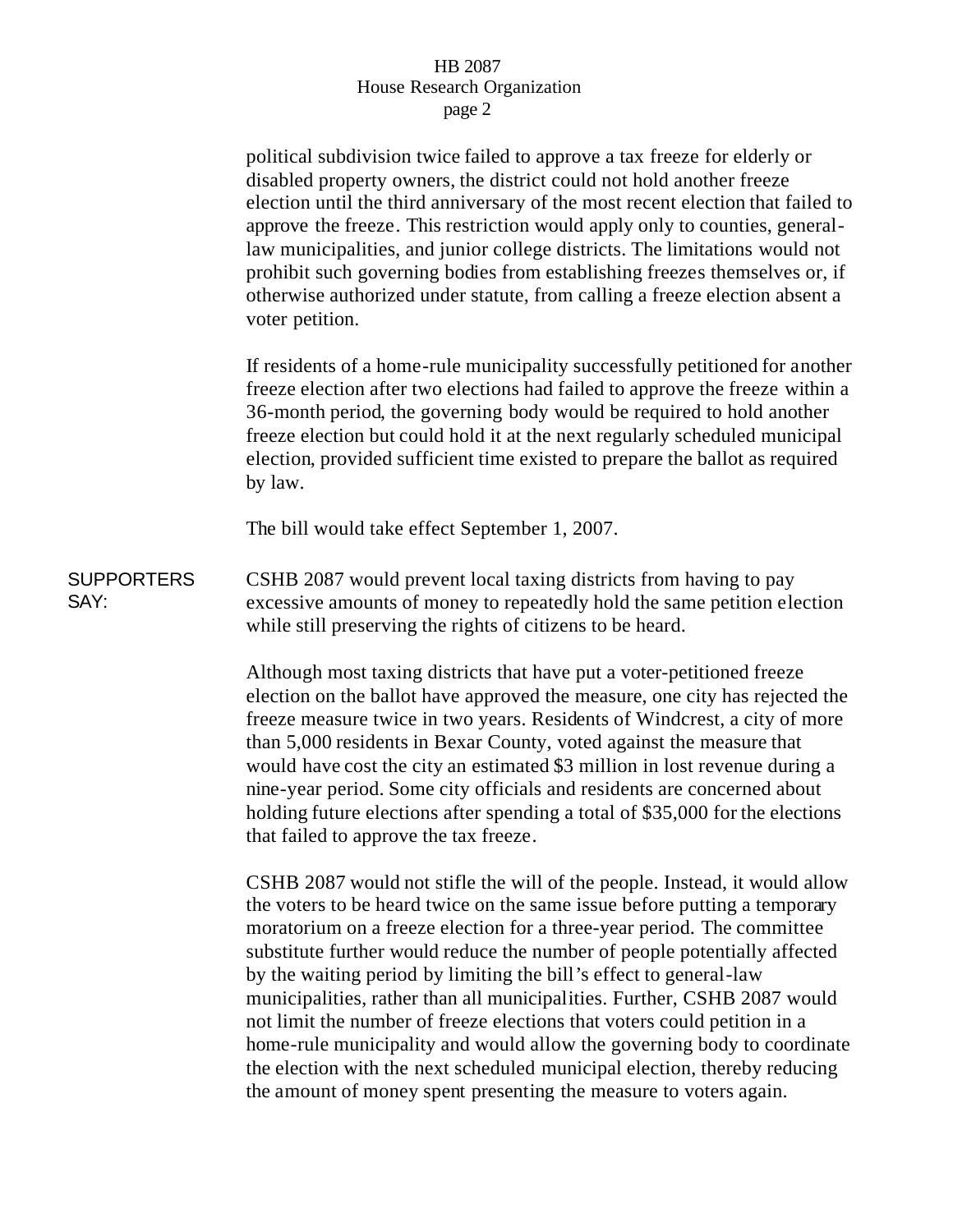political subdivision twice failed to approve a tax freeze for elderly or disabled property owners, the district could not hold another freeze election until the third anniversary of the most recent election that failed to approve the freeze. This restriction would apply only to counties, general-law municipalities, and junior college districts. The limitations would not prohibit such governing bodies from establishing freezes themselves or, if otherwise authorized under statute, from calling a freeze election absent a voter petition.

If residents of a home-rule municipality successfully petitioned for another freeze election after two elections had failed to approve the freeze within a 36-month period, the governing body would be required to hold another freeze election but could hold it at the next regularly scheduled municipal election, provided sufficient time existed to prepare the ballot as required by law.

The bill would take effect September 1, 2007.

**SUPPORTERS SAY:**

CSHB 2087 would prevent local taxing districts from having to pay excessive amounts of money to repeatedly hold the same petition election while still preserving the rights of citizens to be heard.

Although most taxing districts that have put a voter-petitioned freeze election on the ballot have approved the measure, one city has rejected the freeze measure twice in two years. Residents of Windcrest, a city of more than 5,000 residents in Bexar County, voted against the measure that would have cost the city an estimated $3 million in lost revenue during a nine-year period. Some city officials and residents are concerned about holding future elections after spending a total of $35,000 for the elections that failed to approve the tax freeze.

CSHB 2087 would not stifle the will of the people. Instead, it would allow the voters to be heard twice on the same issue before putting a temporary moratorium on a freeze election for a three-year period. The committee substitute further would reduce the number of people potentially affected by the waiting period by limiting the bill's effect to general-law municipalities, rather than all municipalities. Further, CSHB 2087 would not limit the number of freeze elections that voters could petition in a home-rule municipality and would allow the governing body to coordinate the election with the next scheduled municipal election, thereby reducing the amount of money spent presenting the measure to voters again.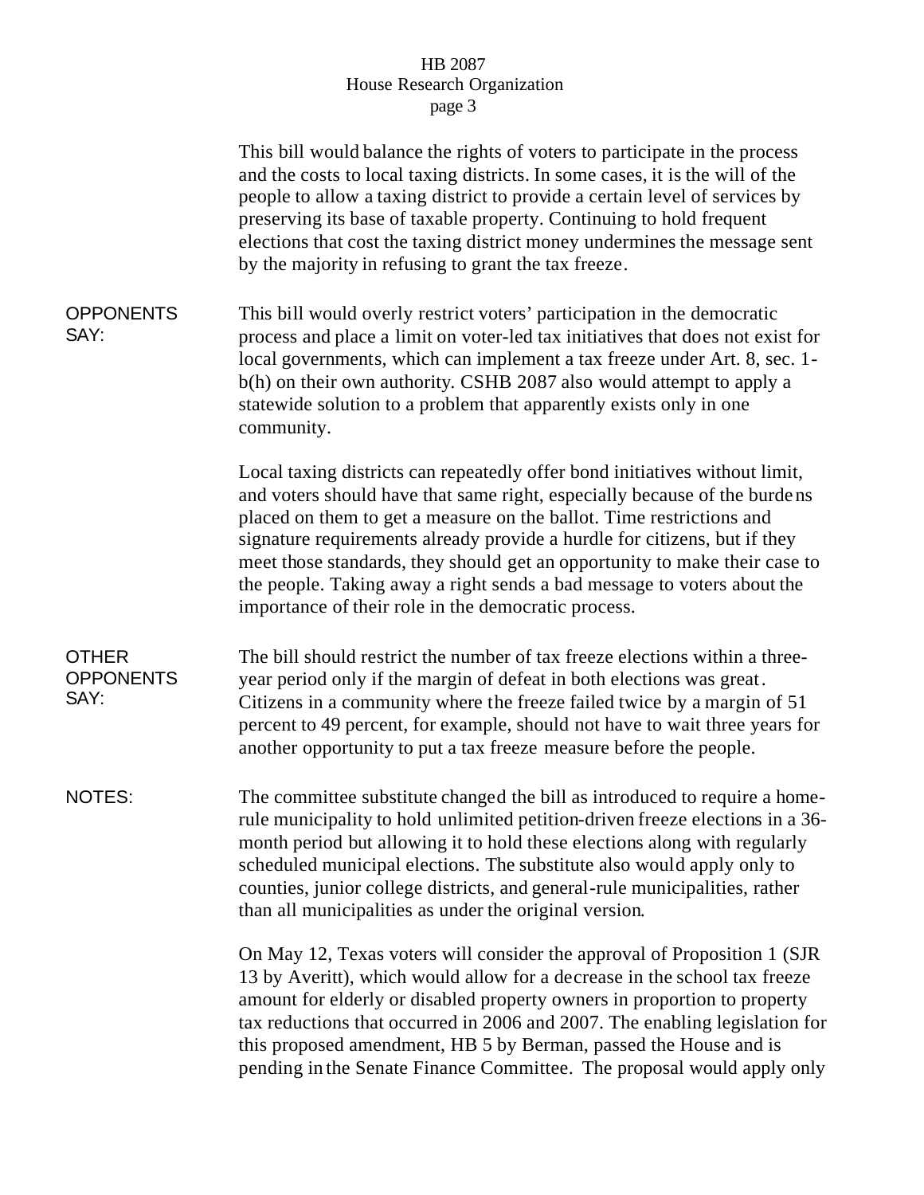This bill would balance the rights of voters to participate in the process and the costs to local taxing districts. In some cases, it is the will of the people to allow a taxing district to provide a certain level of services by preserving its base of taxable property. Continuing to hold frequent elections that cost the taxing district money undermines the message sent by the majority in refusing to grant the tax freeze.

**OPPONENTS SAY:** This bill would overly restrict voters' participation in the democratic process and place a limit on voter-led tax initiatives that does not exist for local governments, which can implement a tax freeze under Art. 8, sec. 1-b(h) on their own authority. CSHB 2087 also would attempt to apply a statewide solution to a problem that apparently exists only in one community.

Local taxing districts can repeatedly offer bond initiatives without limit, and voters should have that same right, especially because of the burdens placed on them to get a measure on the ballot. Time restrictions and signature requirements already provide a hurdle for citizens, but if they meet those standards, they should get an opportunity to make their case to the people. Taking away a right sends a bad message to voters about the importance of their role in the democratic process.

**OTHER OPPONENTS SAY:** The bill should restrict the number of tax freeze elections within a three-year period only if the margin of defeat in both elections was great. Citizens in a community where the freeze failed twice by a margin of 51 percent to 49 percent, for example, should not have to wait three years for another opportunity to put a tax freeze measure before the people.

**NOTES:** The committee substitute changed the bill as introduced to require a home-rule municipality to hold unlimited petition-driven freeze elections in a 36-month period but allowing it to hold these elections along with regularly scheduled municipal elections. The substitute also would apply only to counties, junior college districts, and general-rule municipalities, rather than all municipalities as under the original version.

On May 12, Texas voters will consider the approval of Proposition 1 (SJR 13 by Averitt), which would allow for a decrease in the school tax freeze amount for elderly or disabled property owners in proportion to property tax reductions that occurred in 2006 and 2007. The enabling legislation for this proposed amendment, HB 5 by Berman, passed the House and is pending in the Senate Finance Committee. The proposal would apply only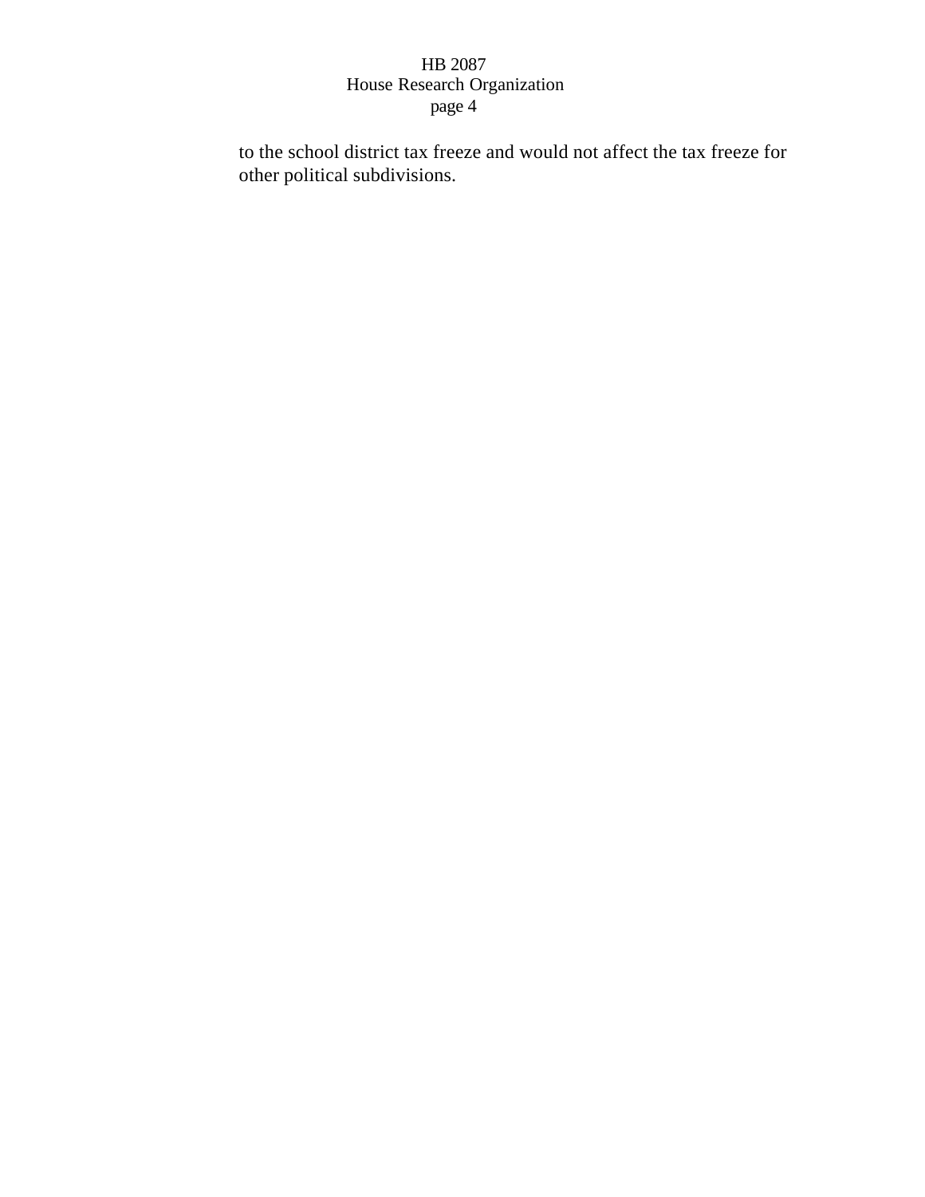to the school district tax freeze and would not affect the tax freeze for other political subdivisions.